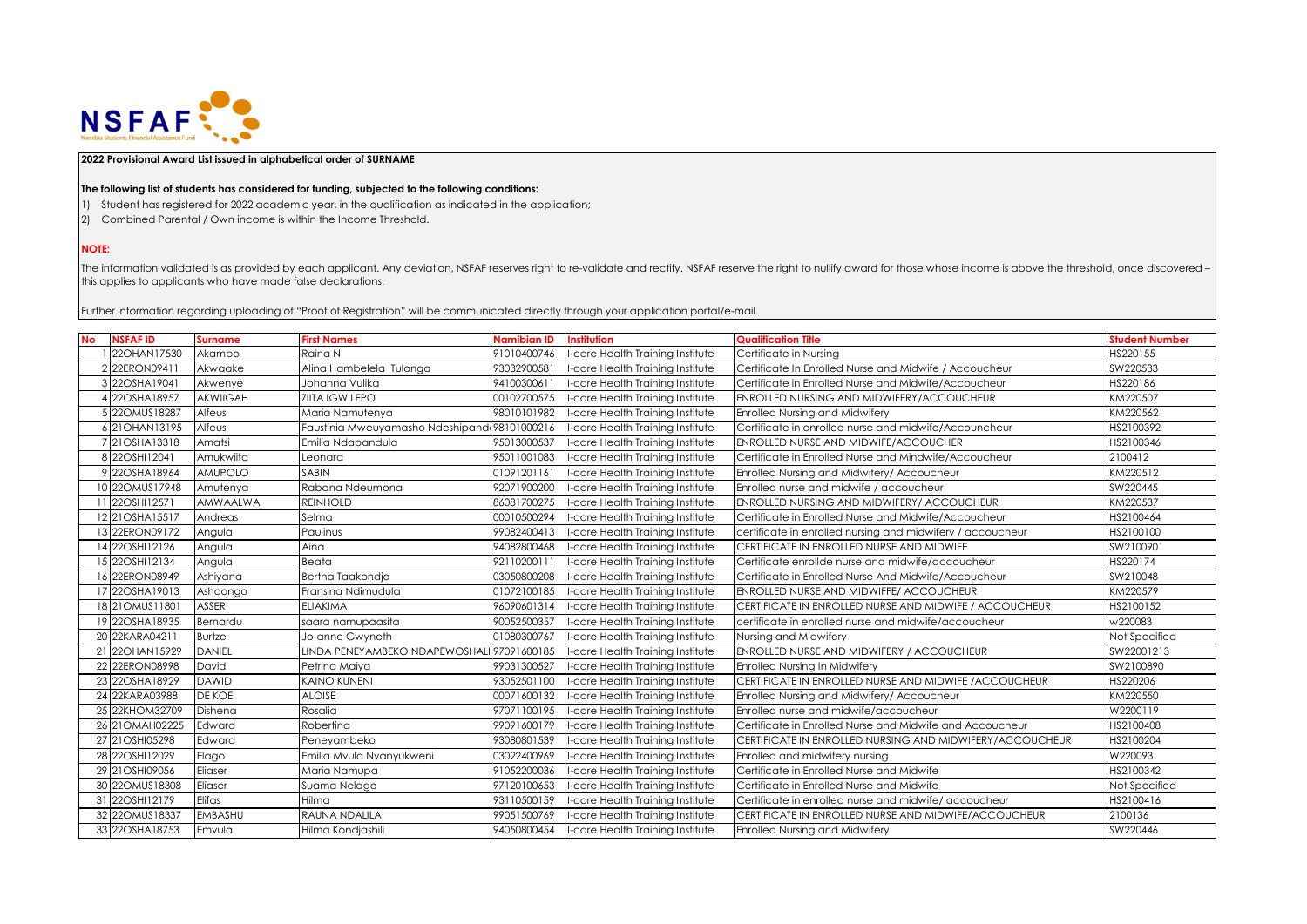NSFAF Namibia Students Financial Assistance Fund

**2022 Provisional Award List issued in alphabetical order of SURNAME**

**The following list of students has considered for funding, subjected to the following conditions:**

1) Student has registered for 2022 academic year, in the qualification as indicated in the application;
2) Combined Parental / Own income is within the Income Threshold.

**NOTE:**

The information validated is as provided by each applicant. Any deviation, NSFAF reserves right to re-validate and rectify. NSFAF reserve the right to nullify award for those whose income is above the threshold, once discovered – this applies to applicants who have made false declarations.

Further information regarding uploading of "Proof of Registration" will be communicated directly through your application portal/e-mail.

| No | NSFAF ID | Surname | First Names | Namibian ID | Institution | Qualification Title | Student Number |
|---|---|---|---|---|---|---|---|
| 1 | 22OHAN17530 | Akambo | Raina N | 91010400746 | I-care Health Training Institute | Certificate in Nursing | HS220155 |
| 2 | 22ERON09411 | Akwaake | Alina Hambelela Tulonga | 93032900581 | I-care Health Training Institute | Certificate In Enrolled Nurse and Midwife / Accoucheur | SW220533 |
| 3 | 22OSHA19041 | Akwenye | Johanna Vulika | 94100300611 | I-care Health Training Institute | Certificate in Enrolled Nurse and Midwife/Accoucheur | HS220186 |
| 4 | 22OSHA18957 | AKWIIGAH | ZIITA IGWILEPO | 00102700575 | I-care Health Training Institute | ENROLLED NURSING AND MIDWIFERY/ACCOUCHEUR | KM220507 |
| 5 | 22OMUS18287 | Alfeus | Maria Namutenya | 98010101982 | I-care Health Training Institute | Enrolled Nursing and Midwifery | KM220562 |
| 6 | 21OHAN13195 | Alfeus | Faustinia Mweuyamasho Ndeshipandi | 98101000216 | I-care Health Training Institute | Certificate in enrolled nurse and midwife/Accouncheur | HS2100392 |
| 7 | 21OSHA13318 | Amatsi | Emilia Ndapandula | 95013000537 | I-care Health Training Institute | ENROLLED NURSE AND MIDWIFE/ACCOUCHER | HS2100346 |
| 8 | 22OSHI12041 | Amukwiita | Leonard | 95011001083 | I-care Health Training Institute | Certificate in Enrolled Nurse and Mindwife/Accoucheur | 2100412 |
| 9 | 22OSHA18964 | AMUPOLO | SABIN | 01091201161 | I-care Health Training Institute | Enrolled Nursing and Midwifery/ Accoucheur | KM220512 |
| 10 | 22OMUS17948 | Amutenya | Rabana Ndeumona | 92071900200 | I-care Health Training Institute | Enrolled nurse and midwife / accoucheur | SW220445 |
| 11 | 22OSHI12571 | AMWAALWA | REINHOLD | 86081700275 | I-care Health Training Institute | ENROLLED NURSING AND MIDWIFERY/ ACCOUCHEUR | KM220537 |
| 12 | 21OSHA15517 | Andreas | Selma | 00010500294 | I-care Health Training Institute | Certificate in Enrolled Nurse and Midwife/Accoucheur | HS2100464 |
| 13 | 22ERON09172 | Angula | Paulinus | 99082400413 | I-care Health Training Institute | certificate in enrolled nursing and midwifery / accoucheur | HS2100100 |
| 14 | 22OSHI12126 | Angula | Aina | 94082800468 | I-care Health Training Institute | CERTIFICATE IN ENROLLED NURSE AND MIDWIFE | SW2100901 |
| 15 | 22OSHI12134 | Angula | Beata | 92110200111 | I-care Health Training Institute | Certificate enrollde nurse and midwife/accoucheur | HS220174 |
| 16 | 22ERON08949 | Ashiyana | Bertha Taakondjo | 03050800208 | I-care Health Training Institute | Certificate in Enrolled Nurse And Midwife/Accoucheur | SW210048 |
| 17 | 22OSHA19013 | Ashoongo | Fransina Ndimudula | 01072100185 | I-care Health Training Institute | ENROLLED NURSE AND MIDWIFFE/ ACCOUCHEUR | KM220579 |
| 18 | 21OMUS11801 | ASSER | ELIAKIMA | 96090601314 | I-care Health Training Institute | CERTIFICATE IN ENROLLED NURSE AND MIDWIFE / ACCOUCHEUR | HS2100152 |
| 19 | 22OSHA18935 | Bernardu | saara namupaasita | 90052500357 | I-care Health Training Institute | certificate in enrolled nurse and midwife/accoucheur | w220083 |
| 20 | 22KARA04211 | Burtze | Jo-anne Gwyneth | 01080300767 | I-care Health Training Institute | Nursing and Midwifery | Not Specified |
| 21 | 22OHAN15929 | DANIEL | LINDA PENEYAMBEKO NDAPEWOSHALI | 97091600185 | I-care Health Training Institute | ENROLLED NURSE AND MIDWIFERY / ACCOUCHEUR | SW22001213 |
| 22 | 22ERON08998 | David | Petrina Maiya | 99031300527 | I-care Health Training Institute | Enrolled Nursing In Midwifery | SW2100890 |
| 23 | 22OSHA18929 | DAWID | KAINO KUNENI | 93052501100 | I-care Health Training Institute | CERTIFICATE IN ENROLLED NURSE AND MIDWIFE /ACCOUCHEUR | HS220206 |
| 24 | 22KARA03988 | DE KOE | ALOISE | 00071600132 | I-care Health Training Institute | Enrolled Nursing and Midwifery/ Accoucheur | KM220550 |
| 25 | 22KHOM32709 | Dishena | Rosalia | 97071100195 | I-care Health Training Institute | Enrolled nurse and midwife/accoucheur | W2200119 |
| 26 | 21OMAH02225 | Edward | Robertina | 99091600179 | I-care Health Training Institute | Certificate in Enrolled Nurse and Midwife and Accoucheur | HS2100408 |
| 27 | 21OSHI05298 | Edward | Peneyambeko | 93080801539 | I-care Health Training Institute | CERTIFICATE IN ENROLLED NURSING AND MIDWIFERY/ACCOUCHEUR | HS2100204 |
| 28 | 22OSHI12029 | Elago | Emilia Mvula Nyanyukweni | 03022400969 | I-care Health Training Institute | Enrolled and midwifery nursing | W220093 |
| 29 | 21OSHI09056 | Eliaser | Maria Namupa | 91052200036 | I-care Health Training Institute | Certificate in Enrolled Nurse and Midwife | HS2100342 |
| 30 | 22OMUS18308 | Eliaser | Suama Nelago | 97120100653 | I-care Health Training Institute | Certificate in Enrolled Nurse and Midwife | Not Specified |
| 31 | 22OSHI12179 | Elifas | Hilma | 93110500159 | I-care Health Training Institute | Certificate in enrolled nurse and midwife/ accoucheur | HS2100416 |
| 32 | 22OMUS18337 | EMBASHU | RAUNA NDALILA | 99051500769 | I-care Health Training Institute | CERTIFICATE IN ENROLLED NURSE AND MIDWIFE/ACCOUCHEUR | 2100136 |
| 33 | 22OSHA18753 | Emvula | Hilma Kondjashili | 94050800454 | I-care Health Training Institute | Enrolled Nursing and Midwifery | SW220446 |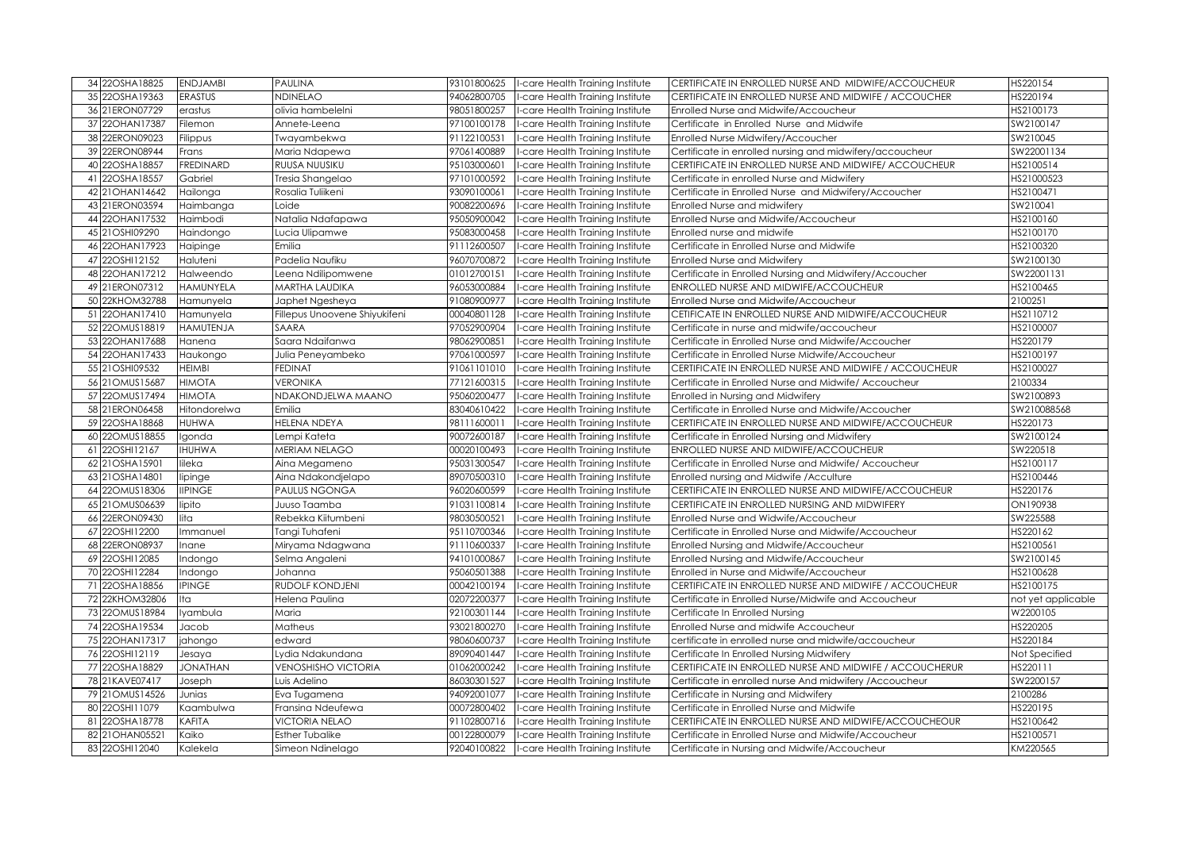| | | | | | | | |
|---|---|---|---|---|---|---|---|
| 34 | 22OSHA18825 | ENDJAMBI | PAULINA | 93101800625 | I-care Health Training Institute | CERTIFICATE IN ENROLLED NURSE AND MIDWIFE/ACCOUCHEUR | HS220154 |
| 35 | 22OSHA19363 | ERASTUS | NDINELAO | 94062800705 | I-care Health Training Institute | CERTIFICATE IN ENROLLED NURSE AND MIDWIFE / ACCOUCHER | HS220194 |
| 36 | 21ERON07729 | erastus | olivia hambelelni | 98051800257 | I-care Health Training Institute | Enrolled Nurse and Midwife/Accoucheur | HS2100173 |
| 37 | 22OHAN17387 | Filemon | Annete-Leena | 97100100178 | I-care Health Training Institute | Certificate in Enrolled Nurse and Midwife | SW2100147 |
| 38 | 22ERON09023 | Filippus | Twayambekwa | 91122100531 | I-care Health Training Institute | Enrolled Nurse Midwifery/Accoucher | SW210045 |
| 39 | 22ERON08944 | Frans | Maria Ndapewa | 97061400889 | I-care Health Training Institute | Certificate in enrolled nursing and midwifery/accoucheur | SW22001134 |
| 40 | 22OSHA18857 | FREDINARD | RUUSA NUUSIKU | 95103000601 | I-care Health Training Institute | CERTIFICATE IN ENROLLED NURSE AND MIDWIFE/ ACCOUCHEUR | HS2100514 |
| 41 | 22OSHA18557 | Gabriel | Tresia Shangelao | 97101000592 | I-care Health Training Institute | Certificate in enrolled Nurse and Midwifery | HS21000523 |
| 42 | 21OHAN14642 | Hailonga | Rosalia Tuliikeni | 93090100061 | I-care Health Training Institute | Certificate in Enrolled Nurse and Midwifery/Accoucher | HS2100471 |
| 43 | 21ERON03594 | Haimbanga | Loide | 90082200696 | I-care Health Training Institute | Enrolled Nurse and midwifery | SW210041 |
| 44 | 22OHAN17532 | Haimbodi | Natalia Ndafapawa | 95050900042 | I-care Health Training Institute | Enrolled Nurse and Midwife/Accoucheur | HS2100160 |
| 45 | 21OSHI09290 | Haindongo | Lucia Ulipamwe | 95083000458 | I-care Health Training Institute | Enrolled nurse and midwife | HS2100170 |
| 46 | 22OHAN17923 | Haipinge | Emilia | 91112600507 | I-care Health Training Institute | Certificate in Enrolled Nurse and Midwife | HS2100320 |
| 47 | 22OSHI12152 | Haluteni | Padelia Naufiku | 96070700872 | I-care Health Training Institute | Enrolled Nurse and Midwifery | SW2100130 |
| 48 | 22OHAN17212 | Halweendo | Leena Ndilipomwene | 01012700151 | I-care Health Training Institute | Certificate in Enrolled Nursing and Midwifery/Accoucher | SW22001131 |
| 49 | 21ERON07312 | HAMUNYELA | MARTHA LAUDIKA | 96053000884 | I-care Health Training Institute | ENROLLED NURSE AND MIDWIFE/ACCOUCHEUR | HS2100465 |
| 50 | 22KHOM32788 | Hamunyela | Japhet Ngesheya | 91080900977 | I-care Health Training Institute | Enrolled Nurse and Midwife/Accoucheur | 2100251 |
| 51 | 22OHAN17410 | Hamunyela | Fillepus Unoovene Shiyukifeni | 00040801128 | I-care Health Training Institute | CETIFICATE IN ENROLLED NURSE AND MIDWIFE/ACCOUCHEUR | HS2110712 |
| 52 | 22OMUS18819 | HAMUTENJA | SAARA | 97052900904 | I-care Health Training Institute | Certificate in nurse and midwife/accoucheur | HS2100007 |
| 53 | 22OHAN17688 | Hanena | Saara Ndaifanwa | 98062900851 | I-care Health Training Institute | Certificate in Enrolled Nurse and Midwife/Accoucher | HS220179 |
| 54 | 22OHAN17433 | Haukongo | Julia Peneyambeko | 97061000597 | I-care Health Training Institute | Certificate in Enrolled Nurse Midwife/Accoucheur | HS2100197 |
| 55 | 21OSHI09532 | HEIMBI | FEDINAT | 91061101010 | I-care Health Training Institute | CERTIFICATE IN ENROLLED NURSE AND MIDWIFE / ACCOUCHEUR | HS2100027 |
| 56 | 21OMUS15687 | HIMOTA | VERONIKA | 77121600315 | I-care Health Training Institute | Certificate in Enrolled Nurse and Midwife/ Accoucheur | 2100334 |
| 57 | 22OMUS17494 | HIMOTA | NDAKONDJELWA MAANO | 95060200477 | I-care Health Training Institute | Enrolled in Nursing and Midwifery | SW2100893 |
| 58 | 21ERON06458 | Hitondorelwa | Emilia | 83040610422 | I-care Health Training Institute | Certificate in Enrolled Nurse and Midwife/Accoucher | SW210088568 |
| 59 | 22OSHA18868 | HUHWA | HELENA NDEYA | 98111600011 | I-care Health Training Institute | CERTIFICATE IN ENROLLED NURSE AND MIDWIFE/ACCOUCHEUR | HS220173 |
| 60 | 22OMUS18855 | Igonda | Lempi Kateta | 90072600187 | I-care Health Training Institute | Certificate in Enrolled Nursing and Midwifery | SW2100124 |
| 61 | 22OSHI12167 | IHUHWA | MERIAM NELAGO | 00020100493 | I-care Health Training Institute | ENROLLED NURSE AND MIDWIFE/ACCOUCHEUR | SW220518 |
| 62 | 21OSHA15901 | Iileka | Aina Megameno | 95031300547 | I-care Health Training Institute | Certificate in Enrolled Nurse and Midwife/ Accoucheur | HS2100117 |
| 63 | 21OSHA14801 | Iipinge | Aina Ndakondjelapo | 89070500310 | I-care Health Training Institute | Enrolled nursing and Midwife /Acculture | HS2100446 |
| 64 | 22OMUS18306 | IIPINGE | PAULUS NGONGA | 96020600599 | I-care Health Training Institute | CERTIFICATE IN ENROLLED NURSE AND MIDWIFE/ACCOUCHEUR | HS220176 |
| 65 | 21OMUS06639 | Iipito | Juuso Taamba | 91031100814 | I-care Health Training Institute | CERTIFICATE IN ENROLLED NURSING AND MIDWIFERY | ON190938 |
| 66 | 22ERON09430 | Iita | Rebekka Kiitumbeni | 98030500521 | I-care Health Training Institute | Enrolled Nurse and Widwife/Accoucheur | SW225588 |
| 67 | 22OSHI12200 | Immanuel | Tangi Tuhafeni | 95110700346 | I-care Health Training Institute | Certificate in Enrolled Nurse and Midwife/Accoucheur | HS220162 |
| 68 | 22ERON08937 | Inane | Miryama Ndagwana | 91110600337 | I-care Health Training Institute | Enrolled Nursing and Midwife/Accoucheur | HS2100561 |
| 69 | 22OSHI12085 | Indongo | Selma Angaleni | 94101000867 | I-care Health Training Institute | Enrolled Nursing and Midwife/Accoucheur | SW2100145 |
| 70 | 22OSHI12284 | Indongo | Johanna | 95060501388 | I-care Health Training Institute | Enrolled in Nurse and Midwife/Accoucheur | HS2100628 |
| 71 | 22OSHA18856 | IPINGE | RUDOLF KONDJENI | 00042100194 | I-care Health Training Institute | CERTIFICATE IN ENROLLED NURSE AND MIDWIFE / ACCOUCHEUR | HS2100175 |
| 72 | 22KHOM32806 | Ita | Helena Paulina | 02072200377 | I-care Health Training Institute | Certificate in Enrolled Nurse/Midwife and Accoucheur | not yet applicable |
| 73 | 22OMUS18984 | Iyambula | Maria | 92100301144 | I-care Health Training Institute | Certificate In Enrolled Nursing | W2200105 |
| 74 | 22OSHA19534 | Jacob | Matheus | 93021800270 | I-care Health Training Institute | Enrolled Nurse and midwife Accoucheur | HS220205 |
| 75 | 22OHAN17317 | jahongo | edward | 98060600737 | I-care Health Training Institute | certificate in enrolled nurse and midwife/accoucheur | HS220184 |
| 76 | 22OSHI12119 | Jesaya | Lydia Ndakundana | 89090401447 | I-care Health Training Institute | Certificate In Enrolled Nursing Midwifery | Not Specified |
| 77 | 22OSHA18829 | JONATHAN | VENOSHISHO VICTORIA | 01062000242 | I-care Health Training Institute | CERTIFICATE IN ENROLLED NURSE AND MIDWIFE / ACCOUCHERUR | HS220111 |
| 78 | 21KAVE07417 | Joseph | Luis Adelino | 86030301527 | I-care Health Training Institute | Certificate in enrolled nurse And midwifery /Accoucheur | SW2200157 |
| 79 | 21OMUS14526 | Junias | Eva Tugamena | 94092001077 | I-care Health Training Institute | Certificate in Nursing and Midwifery | 2100286 |
| 80 | 22OSHI11079 | Kaambulwa | Fransina Ndeufewa | 00072800402 | I-care Health Training Institute | Certificate in Enrolled Nurse and Midwife | HS220195 |
| 81 | 22OSHA18778 | KAFITA | VICTORIA NELAO | 91102800716 | I-care Health Training Institute | CERTIFICATE IN ENROLLED NURSE AND MIDWIFE/ACCOUCHEOUR | HS2100642 |
| 82 | 21OHAN05521 | Kaiko | Esther Tubalike | 00122800079 | I-care Health Training Institute | Certificate in Enrolled Nurse and Midwife/Accoucheur | HS2100571 |
| 83 | 22OSHI12040 | Kalekela | Simeon Ndinelago | 92040100822 | I-care Health Training Institute | Certificate in Nursing and Midwife/Accoucheur | KM220565 |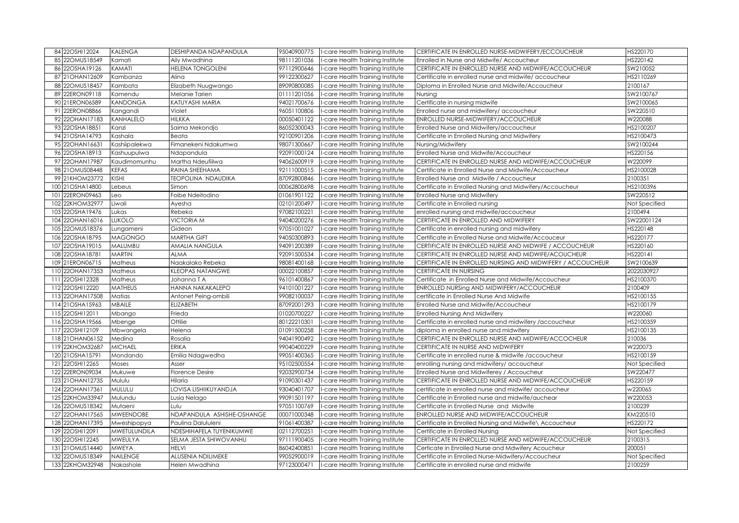| 84 | 22OSHI12024 | KALENGA | DESHIPANDA NDAPANDULA | 95040900775 | I-care Health Training Institute | CERTIFICATE IN ENROLLED NURSE-MIDWIFERY/ECCOUCHEUR | HS220170 |
|---|---|---|---|---|---|---|---|
| 85 | 22OMUS18549 | Kamati | Aily Mwadhina | 98111201036 | I-care Health Training Institute | Enrolled in Nurse and Midwife/ Accoucheur | HS220142 |
| 86 | 22OSHA19126 | KAMATI | HELENA TONGOLENI | 97112900646 | I-care Health Training Institute | CERTIFICATE IN ENROLLED NURSE AND MIDWIFE/ACCOUCHEUR | SW210052 |
| 87 | 21OHAN12609 | Kambanza | Alina | 99122300627 | I-care Health Training Institute | Certificate in enrolled nurse and midwife/ accoucheur | HS2110269 |
| 88 | 22OMUS18457 | Kambata | Elizabeth Nuugwango | 89090800085 | I-care Health Training Institute | Diploma in Enrolled Nurse and Midwife/Accoucheur | 2100167 |
| 89 | 22ERON09118 | Kamendu | Melanie Tarien | 01111201056 | I-care Health Training Institute | Nursing | SW2100767 |
| 90 | 21ERON06589 | KANDONGA | KATUYASHI MARIA | 94021700676 | I-care Health Training Institute | Certificate in nursing midwife | SW2100065 |
| 91 | 22ERON08866 | Kangandi | Violet | 96051100806 | I-care Health Training Institute | Enrolled nurse and midwifery/ accoucheur | SW220510 |
| 92 | 22OHAN17183 | KANHALELO | HILKKA | 00050401122 | I-care Health Training Institute | ENROLLED NURSE-MIDWIFERY/ACCOUCHEUR | W220088 |
| 93 | 22OSHA18851 | Kanzi | Saima Mekondjo | 86052300043 | I-care Health Training Institute | Enrolled Nurse and Midwifery/accoucheur | HS2100207 |
| 94 | 21OSHA14793 | Kashala | Beata | 92100901206 | I-care Health Training Institute | Certificate in Enrolled Nursing and Midwifery | HS2100473 |
| 95 | 22OHAN16631 | Kashiipalekwa | Fimanekeni Ndakumwa | 98071300667 | I-care Health Training Institute | Nursing/Midwifery | SW2100244 |
| 96 | 22OSHA18913 | Kashuupulwa | Ndapandula | 92091000124 | I-care Health Training Institute | Enrolled Nurse and Midwife/Accoucheur | HS220156 |
| 97 | 22OHAN17987 | Kaudimomunhu | Martha Ndeufiilwa | 94062600919 | I-care Health Training Institute | CERTIFICATE IN ENROLLED NURSE AND MIDWIFE/ACCOUCHEUR | W220099 |
| 98 | 21OMUS08448 | KEFAS | RAINA SHEEHAMA | 92111000515 | I-care Health Training Institute | Certificate in Enrolled Nurse and Midwife/Accoucheur | HS2100028 |
| 99 | 21KHOM23772 | KISHI | TEOPOLINA NDAUDIKA | 87092800846 | I-care Health Training Institute | Enrolled Nurse and Midwife / Accoucheur | 2100351 |
| 100 | 21OSHA14800 | Lebeus | Simon | 00062800698 | I-care Health Training Institute | Certificate in Enrolled Nursing and Midwifery/Accoucheur | HS2100396 |
| 101 | 22ERON09463 | Leo | Foibe Ndeitodino | 01061901122 | I-care Health Training Institute | Enrolled Nurse and Midwifery | SW220512 |
| 102 | 22KHOM32977 | Liwali | Ayesha | 02101200497 | I-care Health Training Institute | Certificate in Enrolled nursing | Not Specified |
| 103 | 22OSHA19476 | Lukas | Rebeka | 97082100221 | I-care Health Training Institute | enrolled nursing and midwife/accoucheur | 2100494 |
| 104 | 22OHAN16016 | LUKOLO | VICTORIA M | 94040200276 | I-care Health Training Institute | CERTIFICATE IN ENROLLED AND MIDWIFERY | SW22001124 |
| 105 | 22OMUS18376 | Lungameni | Gideon | 97051001027 | I-care Health Training Institute | Certificate in enrolled nursing and midwifery | HS220148 |
| 106 | 22OSHA18795 | MAGONGO | MARTHA GIFT | 94050300893 | I-care Health Training Institute | Certificate in Enrolled Nurse and Midwife/Accouceur | HS220177 |
| 107 | 22OSHA19015 | MALUMBU | AMALIA NANGULA | 94091200389 | I-care Health Training Institute | CERTIFICATE IN ENROLLED NURSE AND MIDWIFE / ACCOUCHEUR | HS220160 |
| 108 | 22OSHA18781 | MARTIN | ALMA | 92091500534 | I-care Health Training Institute | CERTIFICATE IN ENROLLED NURSE AND MIDWIFE/ACCOUCHEUR | HS220141 |
| 109 | 21ERON06715 | Matheus | Naakalako Rebeka | 98081400168 | I-care Health Training Institute | CERTIFICATE IN ENROLLED NURSING AND MIDWIFERY / ACCOUCHEUR | SW2100639 |
| 110 | 22OHAN17353 | Matheus | KLEOPAS NATANGWE | 00022100857 | I-care Health Training Institute | CERTIFICATE IN NURSING | 2022030927 |
| 111 | 22OSHI12328 | Matheus | Johanna T A | 96101400867 | I-care Health Training Institute | Certificate in Enrolled Nurse and Midwife/Accoucheur | HS2100370 |
| 112 | 22OSHI12220 | MATHEUS | HANNA NAKAKALEPO | 94101001227 | I-care Health Training Institute | ENROLLED NURSing AND MIDWIFERY/ACCOUCHEUR | 2100409 |
| 113 | 22OHAN17508 | Matias | Antonet Peing-ombili | 99082100037 | I-care Health Training Institute | certificate in Enrolled Nurse And Midwife | HS2100155 |
| 114 | 21OSHA15963 | MBAILE | ELIZABETH | 87092001293 | I-care Health Training Institute | Enrolled Nurse and Midwife/Accoucheur | HS2100179 |
| 115 | 22OSHI12011 | Mbango | Frieda | 01020700227 | I-care Health Training Institute | Enrolled Nursing And Midwifery | W220060 |
| 116 | 22OSHA19566 | Mbenge | Ottilie | 80122210301 | I-care Health Training Institute | Certificate in enrolled nurse and midwifery /accoucheur | HS2100359 |
| 117 | 22OSHI12109 | Mbwangela | Helena | 01091500258 | I-care Health Training Institute | diploma in enrolled nurse and midwifery | HS2100135 |
| 118 | 21OHAN06152 | Medina | Rosalia | 94041900492 | I-care Health Training Institute | CERTIFICATE IN ENROLLED NURSE AND MIDWIFE/ACCOCHEUR | 210036 |
| 119 | 22KHOM32687 | MICHAEL | ERIKA | 99040400229 | I-care Health Training Institute | CERTIFICATE IN NURSE AND MIDWIFERY | W220073 |
| 120 | 21OSHA15791 | Mondando | Emilia Ndagwedha | 99051400365 | I-care Health Training Institute | Certificate in enrolled nurse & midwife /accoucheur | HS2100159 |
| 121 | 22OSHI12265 | Moses | Asser | 95102500554 | I-care Health Training Institute | enrolling nursing and midwifery/ accoucheur | Not Specified |
| 122 | 22ERON09034 | Mukuwe | Florence Desire | 92032900734 | I-care Health Training Institute | Enrolled Nurse and Midwiferey / Accoucheur | SW220477 |
| 123 | 21OHAN12735 | Mululu | Hilaria | 91090301437 | I-care Health Training Institute | CERTIFICATE IN ENROLLED NURSE AND MIDWIFE/ACCOUCHEUR | HS220159 |
| 124 | 22OHAN17361 | MULULU | LOVISA LISHIIKUYANDJA | 93040401707 | I-care Health Training Institute | certificate in enrolled nurse and midwife/ accoucheur | w220065 |
| 125 | 22KHOM33947 | Mulundu | Lusia Nelago | 99091501197 | I-care Health Training Institute | Certificate in Enrolled nurse and midwife/auchear | W220053 |
| 126 | 22OMUS18342 | Mutaeni | Lulu | 97051100769 | I-care Health Training Institute | Certificate in Enrolled Nurse and Midwife | 2100239 |
| 127 | 22OHAN17565 | MWEENDOBE | NDAPANDULA ASHISHE-OSHANGE | 00071000348 | I-care Health Training Institute | ENROLLED NURSE AND MIDWIFE/ACCOUCHEUR | KM220510 |
| 128 | 22OHAN17395 | Mweshipopya | Paulina Dalululeni | 91061400387 | I-care Health Training Institute | Certificate in Enrolled Nursing and Midwife\ Accoucheur | HS220172 |
| 129 | 22OSHI12091 | MWETULUNDILA | NDESHIHAFELA TUYENIKUMWE | 02112700251 | I-care Health Training Institute | Certificate in Enrolled Nursing | Not Specified |
| 130 | 22OSHI12245 | MWEULYA | SELMA JESTA SHIWOVANHU | 97111900405 | I-care Health Training Institute | CERTIFICATE IN ENROLLED NURSE AND MIDWIFE/ACCOUCHEUR | 2100315 |
| 131 | 21OMUS14440 | MWEYA | HELVI | 86042400851 | I-care Health Training Institute | Certicate in Enrolled Nurse and Mdwifery Acoucheur | 200051 |
| 132 | 22OMUS18349 | NAILENGE | ALUSENIA NDILIMEKE | 99052900019 | I-care Health Training Institute | Certificate in Enrolled Nurse-Midwifery/Accoucheur | Not Specified |
| 133 | 22KHOM32948 | Nakashole | Helen Mwadhina | 97123000471 | I-care Health Training Institute | Certificate in enrolled nurse and midwife | 2100259 |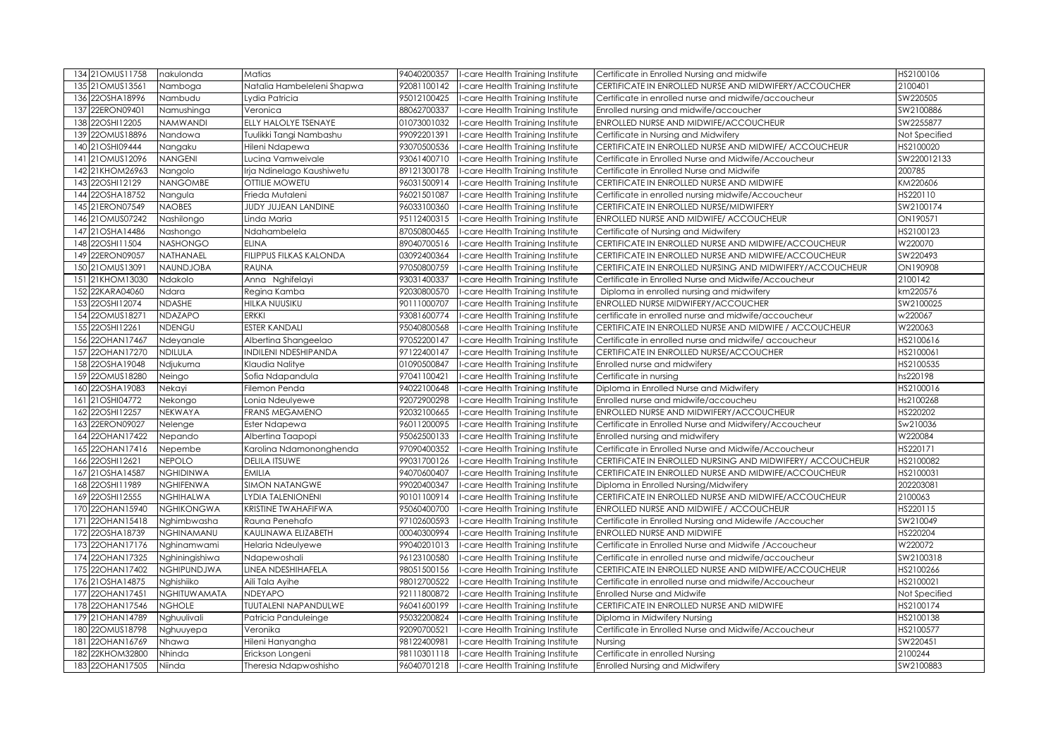| 134 | 21OMUS11758 | nakulonda | Matias | 94040200357 | I-care Health Training Institute | Certificate in Enrolled Nursing and midwife | HS2100106 |
|---|---|---|---|---|---|---|---|
| 135 | 21OMUS13561 | Namboga | Natalia Hambeleleni Shapwa | 92081100142 | I-care Health Training Institute | CERTIFICATE IN ENROLLED NURSE AND MIDWIFERY/ACCOUCHER | 2100401 |
| 136 | 22OSHA18996 | Nambudu | Lydia Patricia | 95012100425 | I-care Health Training Institute | Certificate in enrolled nurse and midwife/accoucheur | SW220505 |
| 137 | 22ERON09401 | Namushinga | Veronica | 88062700337 | I-care Health Training Institute | Enrolled nursing and midwife/accoucher | SW2100886 |
| 138 | 22OSHI12205 | NAMWANDI | ELLY HALOLYE TSENAYE | 01073001032 | I-care Health Training Institute | ENROLLED NURSE AND MIDWIFE/ACCOUCHEUR | SW2255877 |
| 139 | 22OMUS18896 | Nandowa | Tuulikki Tangi Nambashu | 99092201391 | I-care Health Training Institute | Certificate in Nursing and Midwifery | Not Specified |
| 140 | 21OSHI09444 | Nangaku | Hileni Ndapewa | 93070500536 | I-care Health Training Institute | CERTIFICATE IN ENROLLED NURSE AND MIDWIFE/ ACCOUCHEUR | HS2100020 |
| 141 | 21OMUS12096 | NANGENI | Lucina Vamweivale | 93061400710 | I-care Health Training Institute | Certificate in Enrolled Nurse and Midwife/Accoucheur | SW220012133 |
| 142 | 21KHOM26963 | Nangolo | Irja Ndinelago Kaushiwetu | 89121300178 | I-care Health Training Institute | Certificate in Enrolled Nurse and Midwife | 200785 |
| 143 | 22OSHI12129 | NANGOMBE | OTTILIE MOWETU | 96031500914 | I-care Health Training Institute | CERTIFICATE IN ENROLLED NURSE AND MIDWIFE | KM220606 |
| 144 | 22OSHA18752 | Nangula | Frieda Mutaleni | 96021501087 | I-care Health Training Institute | Certificate in enrolled nursing midwife/Accoucheur | HS220110 |
| 145 | 21ERON07549 | NAOBES | JUDY JUJEAN LANDINE | 96033100360 | I-care Health Training Institute | CERTIFICATE IN ENROLLED NURSE/MIDWIFERY | SW2100174 |
| 146 | 21OMUS07242 | Nashilongo | Linda Maria | 95112400315 | I-care Health Training Institute | ENROLLED NURSE AND MIDWIFE/ ACCOUCHEUR | ON190571 |
| 147 | 21OSHA14486 | Nashongo | Ndahambelela | 87050800465 | I-care Health Training Institute | Certificate of Nursing and Midwifery | HS2100123 |
| 148 | 22OSHI11504 | NASHONGO | ELINA | 89040700516 | I-care Health Training Institute | CERTIFICATE IN ENROLLED NURSE AND MIDWIFE/ACCOUCHEUR | W220070 |
| 149 | 22ERON09057 | NATHANAEL | FILIPPUS FILKAS KALONDA | 03092400364 | I-care Health Training Institute | CERTIFICATE IN ENROLLED NURSE AND MIDWIFE/ACCOUCHEUR | SW220493 |
| 150 | 21OMUS13091 | NAUNDJOBA | RAUNA | 97050800759 | I-care Health Training Institute | CERTIFICATE IN ENROLLED NURSING AND MIDWIFERY/ACCOUCHEUR | ON190908 |
| 151 | 21KHOM13030 | Ndakolo | Anna Nghifelayi | 93031400337 | I-care Health Training Institute | Certificate in Enrolled Nurse and Midwife/Accoucheur | 2100142 |
| 152 | 22KARA04060 | Ndara | Regina Kamba | 92030800570 | I-care Health Training Institute | Diploma in enrolled nursing and midwifery | km220576 |
| 153 | 22OSHI12074 | NDASHE | HILKA NUUSIKU | 90111000707 | I-care Health Training Institute | ENROLLED NURSE MIDWIFERY/ACCOUCHER | SW2100025 |
| 154 | 22OMUS18271 | NDAZAPO | ERKKI | 93081600774 | I-care Health Training Institute | certificate in enrolled nurse and midwife/accoucheur | w220067 |
| 155 | 22OSHI12261 | NDENGU | ESTER KANDALI | 95040800568 | I-care Health Training Institute | CERTIFICATE IN ENROLLED NURSE AND MIDWIFE / ACCOUCHEUR | W220063 |
| 156 | 22OHAN17467 | Ndeyanale | Albertina Shangeelao | 97052200147 | I-care Health Training Institute | Certificate in enrolled nurse and midwife/ accoucheur | HS2100616 |
| 157 | 22OHAN17270 | NDILULA | INDILENI NDESHIPANDA | 97122400147 | I-care Health Training Institute | CERTIFICATE IN ENROLLED NURSE/ACCOUCHER | HS2100061 |
| 158 | 22OSHA19048 | Ndjukuma | Klaudia Nalitye | 01090500847 | I-care Health Training Institute | Enrolled nurse and midwifery | HS2100535 |
| 159 | 22OMUS18280 | Neingo | Sofia Ndapandula | 97041100421 | I-care Health Training Institute | Certificate in nursing | hs220198 |
| 160 | 22OSHA19083 | Nekayi | Filemon Penda | 94022100648 | I-care Health Training Institute | Diploma in Enrolled Nurse and Midwifery | HS2100016 |
| 161 | 21OSHI04772 | Nekongo | Lonia Ndeulyewe | 92072900298 | I-care Health Training Institute | Enrolled nurse and midwife/accoucheu | Hs2100268 |
| 162 | 22OSHI12257 | NEKWAYA | FRANS MEGAMENO | 92032100665 | I-care Health Training Institute | ENROLLED NURSE AND MIDWIFERY/ACCOUCHEUR | HS220202 |
| 163 | 22ERON09027 | Nelenge | Ester Ndapewa | 96011200095 | I-care Health Training Institute | Certificate in Enrolled Nurse and Midwifery/Accoucheur | Sw210036 |
| 164 | 22OHAN17422 | Nepando | Albertina Taapopi | 95062500133 | I-care Health Training Institute | Enrolled nursing and midwifery | W220084 |
| 165 | 22OHAN17416 | Nepembe | Karolina Ndamononghenda | 97090400352 | I-care Health Training Institute | Certificate in Enrolled Nurse and Midwife/Accoucheur | HS220171 |
| 166 | 22OSHI12621 | NEPOLO | DELILA ITSUWE | 99031700126 | I-care Health Training Institute | CERTIFICATE IN ENROLLED NURSING AND MIDWIFERY/ ACCOUCHEUR | HS2100082 |
| 167 | 21OSHA14587 | NGHIDINWA | EMILIA | 94070600407 | I-care Health Training Institute | CERTIFICATE IN ENROLLED NURSE AND MIDWIFE/ACCOUCHEUR | HS2100031 |
| 168 | 22OSHI11989 | NGHIFENWA | SIMON NATANGWE | 99020400347 | I-care Health Training Institute | Diploma in Enrolled Nursing/Midwifery | 202203081 |
| 169 | 22OSHI12555 | NGHIHALWA | LYDIA TALENIONENI | 90101100914 | I-care Health Training Institute | CERTIFICATE IN ENROLLED NURSE AND MIDWIFE/ACCOUCHEUR | 2100063 |
| 170 | 22OHAN15940 | NGHIKONGWA | KRISTINE TWAHAFIFWA | 95060400700 | I-care Health Training Institute | ENROLLED NURSE AND MIDWIFE / ACCOUCHEUR | HS220115 |
| 171 | 22OHAN15418 | Nghimbwasha | Rauna Penehafo | 97102600593 | I-care Health Training Institute | Certificate in Enrolled Nursing and Midewife /Accoucher | SW210049 |
| 172 | 22OSHA18739 | NGHINAMANU | KAULINAWA ELIZABETH | 00040300994 | I-care Health Training Institute | ENROLLED NURSE AND MIDWIFE | HS220204 |
| 173 | 22OHAN17176 | Nghinamwami | Helaria Ndeulyewe | 99040201013 | I-care Health Training Institute | Certificate in Enrolled Nurse and Midwife /Accoucheur | W220072 |
| 174 | 22OHAN17325 | Nghiningishiwa | Ndapewoshali | 96123100580 | I-care Health Training Institute | Certificate in enrolled nurse and midwife/accoucheur | SW2100318 |
| 175 | 22OHAN17402 | NGHIPUNDJWA | LINEA NDESHIHAFELA | 98051500156 | I-care Health Training Institute | CERTIFICATE IN ENROLLED NURSE AND MIDWIFE/ACCOUCHEUR | HS2100266 |
| 176 | 21OSHA14875 | Nghishiiko | Aili Tala Ayihe | 98012700522 | I-care Health Training Institute | Certificate in enrolled nurse and midwife/Accoucheur | HS2100021 |
| 177 | 22OHAN17451 | NGHITUWAMATA | NDEYAPO | 92111800872 | I-care Health Training Institute | Enrolled Nurse and Midwife | Not Specified |
| 178 | 22OHAN17546 | NGHOLE | TUUTALENI NAPANDULWE | 96041600199 | I-care Health Training Institute | CERTIFICATE IN ENROLLED NURSE AND MIDWIFE | HS2100174 |
| 179 | 21OHAN14789 | Nghuulivali | Patricia Panduleinge | 95032200824 | I-care Health Training Institute | Diploma in Midwifery Nursing | HS2100138 |
| 180 | 22OMUS18798 | Nghuuyepa | Veronika | 92090700521 | I-care Health Training Institute | Certificate in Enrolled Nurse and Midwife/Accoucheur | HS2100577 |
| 181 | 22OHAN16769 | Nhawa | Hileni Hanyangha | 98122400981 | I-care Health Training Institute | Nursing | SW220451 |
| 182 | 22KHOM32800 | Nhinda | Erickson Longeni | 98110301118 | I-care Health Training Institute | Certificate in enrolled Nursing | 2100244 |
| 183 | 22OHAN17505 | Niinda | Theresia Ndapwoshisho | 96040701218 | I-care Health Training Institute | Enrolled Nursing and Midwifery | SW2100883 |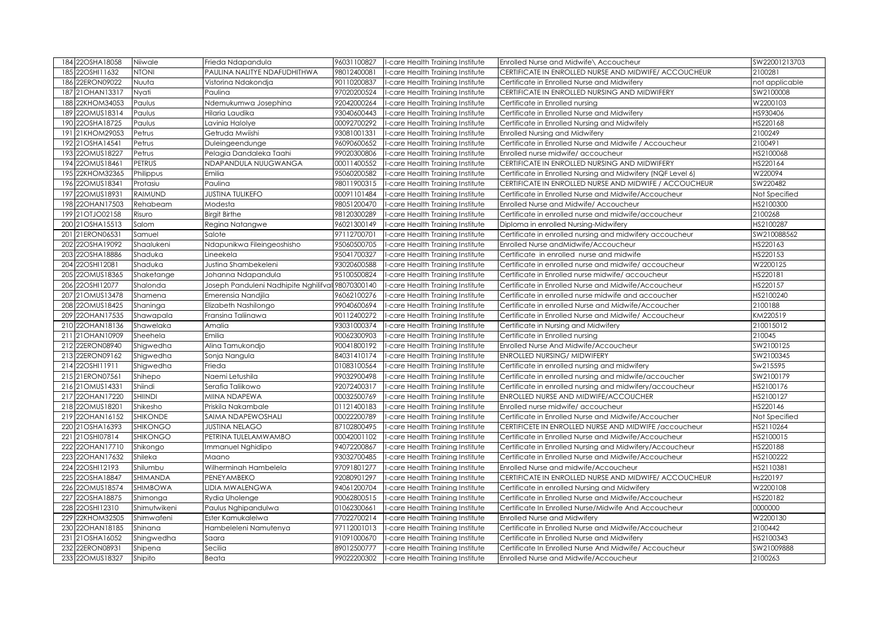| 184 | 22OSHA18058 | Niiwale | Frieda Ndapandula | 96031100827 | I-care Health Training Institute | Enrolled Nurse and Midwife\ Accoucheur | SW22001213703 |
|---|---|---|---|---|---|---|---|
| 185 | 22OSHI11632 | NTONI | PAULINA NALITYE NDAFUDHITHWA | 98012400081 | I-care Health Training Institute | CERTIFICATE IN ENROLLED NURSE AND MIDWIFE/ ACCOUCHEUR | 2100281 |
| 186 | 22ERON09022 | Nuuta | Vistorina Ndakondja | 90110200837 | I-care Health Training Institute | Certificate in Enrolled Nurse and Midwifery | not applicable |
| 187 | 21OHAN13317 | Nyati | Paulina | 97020200524 | I-care Health Training Institute | CERTIFICATE IN ENROLLED NURSING AND MIDWIFERY | SW2100008 |
| 188 | 22KHOM34053 | Paulus | Ndemukumwa Josephina | 92042000264 | I-care Health Training Institute | Certificate in Enrolled nursing | W2200103 |
| 189 | 22OMUS18314 | Paulus | Hilaria Laudika | 93040600443 | I-care Health Training Institute | Certificate in Enrolled Nurse and Midwifery | HS930406 |
| 190 | 22OSHA18725 | Paulus | Lavinia Halolye | 00092700292 | I-care Health Training Institute | Certificate in Enrolled Nursing and Midwifely | HS220168 |
| 191 | 21KHOM29053 | Petrus | Getruda Mwiishi | 93081001331 | I-care Health Training Institute | Enrolled Nursing and Midwifery | 2100249 |
| 192 | 21OSHA14541 | Petrus | Duleingeendunge | 96090600652 | I-care Health Training Institute | Certificate in Enrolled Nurse and Midwife / Accoucheur | 2100491 |
| 193 | 22OMUS18227 | Petrus | Pelagia Dandaleka Taahi | 99020300806 | I-care Health Training Institute | Enrolled nurse midwife/ accoucheur | HS2100068 |
| 194 | 22OMUS18461 | PETRUS | NDAPANDULA NUUGWANGA | 00011400552 | I-care Health Training Institute | CERTIFICATE IN ENROLLED NURSING AND MIDWIFERY | HS220164 |
| 195 | 22KHOM32365 | Philippus | Emilia | 95060200582 | I-care Health Training Institute | Certificate in Enrolled Nursing and Midwifery (NQF Level 6) | W220094 |
| 196 | 22OMUS18341 | Protasiu | Paulina | 98011900315 | I-care Health Training Institute | CERTIFICATE IN ENROLLED NURSE AND MIDWIFE / ACCOUCHEUR | SW220482 |
| 197 | 22OMUS18931 | RAIMUND | JUSTINA TULIKEFO | 00091101484 | I-care Health Training Institute | Certificate in Enrolled Nurse and Midwife/Accoucheur | Not Specified |
| 198 | 22OHAN17503 | Rehabeam | Modesta | 98051200470 | I-care Health Training Institute | Enrolled Nurse and Midwife/ Accoucheur | HS2100300 |
| 199 | 21OTJO02158 | Risuro | Birgit Birthe | 98120300289 | I-care Health Training Institute | Certificate in enrolled nurse and midwife/accoucheur | 2100268 |
| 200 | 21OSHA15513 | Salom | Regina Natangwe | 96021300149 | I-care Health Training Institute | Diploma in enrolled Nursing-Midwifery | HS2100287 |
| 201 | 21ERON06531 | Samuel | Salote | 97112700701 | I-care Health Training Institute | Certificate in enrolled nursing and midwifery accoucheur | SW210088562 |
| 202 | 22OSHA19092 | Shaalukeni | Ndapunikwa Fileingeoshisho | 95060500705 | I-care Health Training Institute | Enrolled Nurse andMidwife/Accoucheur | HS220163 |
| 203 | 22OSHA18886 | Shaduka | Lineekela | 95041700327 | I-care Health Training Institute | Certificate in enrolled nurse and midwife | HS220153 |
| 204 | 22OSHI12081 | Shaduka | Justina Shambekeleni | 93020600588 | I-care Health Training Institute | Certificate in enrolled nurse and midwife/ accoucheur | W2200125 |
| 205 | 22OMUS18365 | Shaketange | Johanna Ndapandula | 95100500824 | I-care Health Training Institute | Certificate in Enrolled nurse midwife/ accoucheur | HS220181 |
| 206 | 22OSHI12077 | Shalonda | Joseph Panduleni Nadhipite Nghilifva | 98070300140 | I-care Health Training Institute | Certificate in Enrolled Nurse and Midwife/Accoucheur | HS220157 |
| 207 | 21OMUS13478 | Shamena | Emerensia Nandjila | 96062100276 | I-care Health Training Institute | Certificate in enrolled nurse midwife and accoucher | HS2100240 |
| 208 | 22OMUS18425 | Shaninga | Elizabeth Nashilongo | 99040600694 | I-care Health Training Institute | Certificate in enrolled Nurse and Midwife/Accoucher | 2100188 |
| 209 | 22OHAN17535 | Shawapala | Fransina Taliinawa | 90112400272 | I-care Health Training Institute | Certificate in Enrolled Nurse and Midwife/ Accoucheur | KM220519 |
| 210 | 22OHAN18136 | Shawelaka | Amalia | 93031000374 | I-care Health Training Institute | Certificate in Nursing and Midwifery | 210015012 |
| 211 | 21OHAN10909 | Sheehela | Emilia | 90062300903 | I-care Health Training Institute | Certificate in Enrolled nursing | 210045 |
| 212 | 22ERON08940 | Shigwedha | Alina Tamukondjo | 90041800192 | I-care Health Training Institute | Enrolled Nurse And Midwife/Accoucheur | SW2100125 |
| 213 | 22ERON09162 | Shigwedha | Sonja Nangula | 84031410174 | I-care Health Training Institute | ENROLLED NURSING/ MIDWIFERY | SW2100345 |
| 214 | 22OSHI11911 | Shigwedha | Frieda | 01083100564 | I-care Health Training Institute | Certificate in enrolled nursing and midwifery | Sw215595 |
| 215 | 21ERON07561 | Shihepo | Naemi Letushila | 99032900498 | I-care Health Training Institute | Certificate in enrolled nursing and midwife/accoucher | SW2100179 |
| 216 | 21OMUS14331 | Shiindi | Serafia Taliikowo | 92072400317 | I-care Health Training Institute | Certificate in enrolled nursing and midwifery/accoucheur | HS2100176 |
| 217 | 22OHAN17220 | SHIINDI | MIINA NDAPEWA | 00032500769 | I-care Health Training Institute | ENROLLED NURSE AND MIDWIFE/ACCOUCHER | HS2100127 |
| 218 | 22OMUS18201 | Shikesho | Priskila Nakambale | 01121400183 | I-care Health Training Institute | Enrolled nurse midwife/ accoucheur | HS220146 |
| 219 | 22OHAN16152 | SHIKONDE | SAIMA NDAPEWOSHALI | 00022200789 | I-care Health Training Institute | Certificate in Enrolled Nurse and Midwife/Accoucher | Not Specified |
| 220 | 21OSHA16393 | SHIKONGO | JUSTINA NELAGO | 87102800495 | I-care Health Training Institute | CERTIFICETE IN ENROLLED NURSE AND MIDWIFE /accoucheur | HS2110264 |
| 221 | 21OSHI07814 | SHIKONGO | PETRINA TULELAMWAMBO | 00042001102 | I-care Health Training Institute | Certificate in Enrolled Nurse and Midwife/Accoucheur | HS2100015 |
| 222 | 22OHAN17710 | Shikongo | Immanuel Nghidipo | 94072200867 | I-care Health Training Institute | Certificate in Enrolled Nursing and Midwifery/Accoucheur | HS220188 |
| 223 | 22OHAN17632 | Shileka | Maano | 93032700485 | I-care Health Training Institute | Certificate in Enrolled Nurse and Midwife/Accoucheur | HS2100222 |
| 224 | 22OSHI12193 | Shilumbu | Wilherminah Hambelela | 97091801277 | I-care Health Training Institute | Enrolled Nurse and midwife/Accoucheur | HS2110381 |
| 225 | 22OSHA18847 | SHIMANDA | PENEYAMBEKO | 92080901297 | I-care Health Training Institute | CERTIFICATE IN ENROLLED NURSE AND MIDWIFE/ ACCOUCHEUR | Hs220197 |
| 226 | 22OMUS18574 | SHIMBOWA | LIDIA MWALENGWA | 94061200704 | I-care Health Training Institute | Certificate in enrolled Nursing and Midwifery | W2200108 |
| 227 | 22OSHA18875 | Shimonga | Rydia Uholenge | 90062800515 | I-care Health Training Institute | Certificate in Enrolled Nurse and Midwife/Accoucheur | HS220182 |
| 228 | 22OSHI12310 | Shimutwikeni | Paulus Nghipandulwa | 01062300661 | I-care Health Training Institute | Certificate In Enrolled Nurse/Midwife And Accoucheur | 0000000 |
| 229 | 22KHOM32505 | Shimwafeni | Ester Kamukalelwa | 77022700214 | I-care Health Training Institute | Enrolled Nurse and Midwifery | W2200130 |
| 230 | 22OHAN18185 | Shinana | Hambeleleni Namutenya | 97112001013 | I-care Health Training Institute | Certificate in Enrolled Nurse and Midwife/Accoucheur | 2100442 |
| 231 | 21OSHA16052 | Shingwedha | Saara | 91091000670 | I-care Health Training Institute | Certificate in Enrolled Nurse and Midwifery | HS2100343 |
| 232 | 22ERON08931 | Shipena | Secilia | 89012500777 | I-care Health Training Institute | Certificate In Enrolled Nurse And Midwife/ Accoucheur | SW21009888 |
| 233 | 22OMUS18327 | Shipito | Beata | 99022200302 | I-care Health Training Institute | Enrolled Nurse and Midwife/Accoucheur | 2100263 |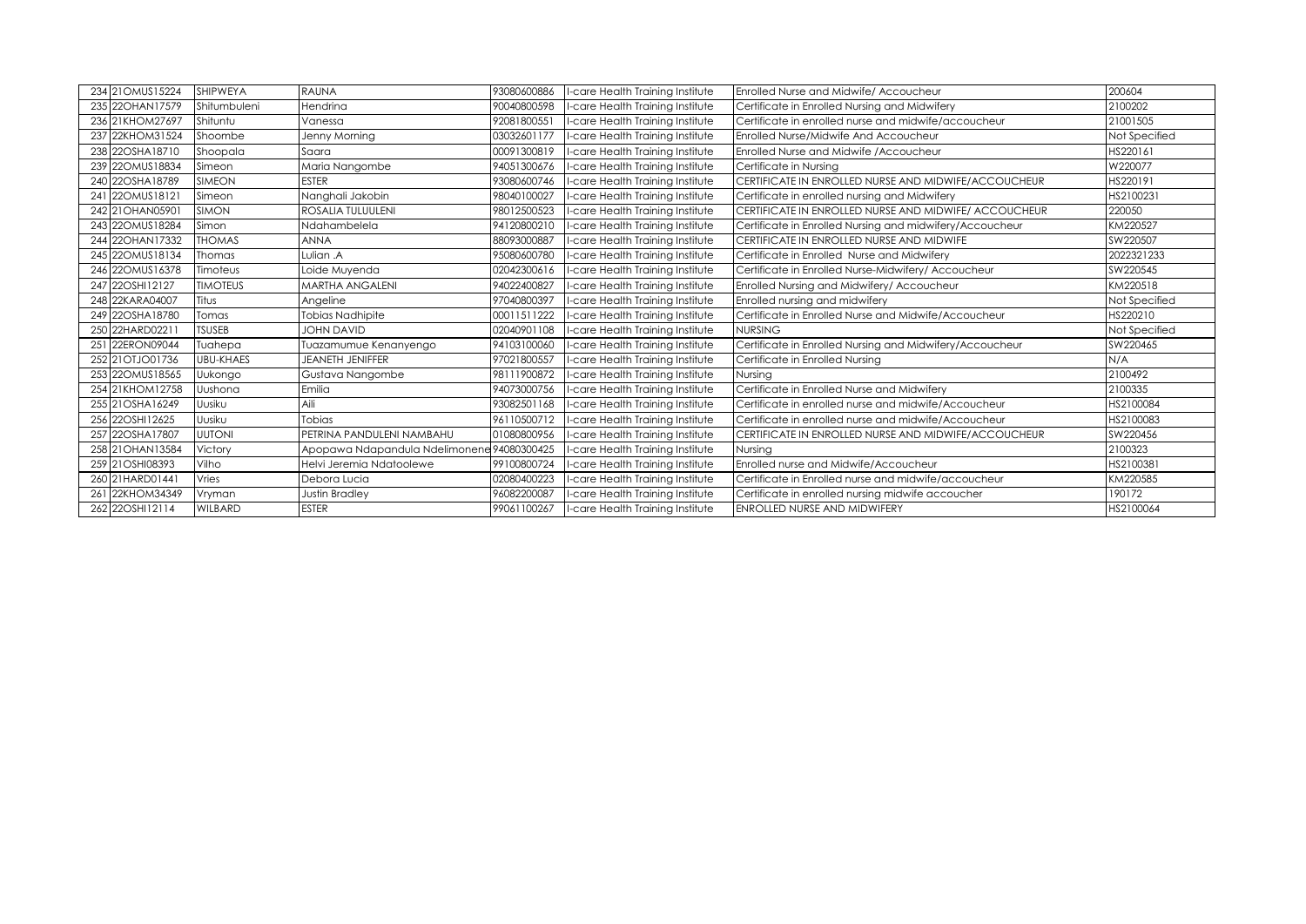| | | | | | | | |
|---|---|---|---|---|---|---|---|
| 234 | 21OMUS15224 | SHIPWEYA | RAUNA | 93080600886 | I-care Health Training Institute | Enrolled Nurse and Midwife/ Accoucheur | 200604 |
| 235 | 22OHAN17579 | Shitumbuleni | Hendrina | 90040800598 | I-care Health Training Institute | Certificate in Enrolled Nursing and Midwifery | 2100202 |
| 236 | 21KHOM27697 | Shituntu | Vanessa | 92081800551 | I-care Health Training Institute | Certificate in enrolled nurse and midwife/accoucheur | 21001505 |
| 237 | 22KHOM31524 | Shoombe | Jenny Morning | 03032601177 | I-care Health Training Institute | Enrolled Nurse/Midwife And Accoucheur | Not Specified |
| 238 | 22OSHA18710 | Shoopala | Saara | 00091300819 | I-care Health Training Institute | Enrolled Nurse and Midwife /Accoucheur | HS220161 |
| 239 | 22OMUS18834 | Simeon | Maria Nangombe | 94051300676 | I-care Health Training Institute | Certificate in Nursing | W220077 |
| 240 | 22OSHA18789 | SIMEON | ESTER | 93080600746 | I-care Health Training Institute | CERTIFICATE IN ENROLLED NURSE AND MIDWIFE/ACCOUCHEUR | HS220191 |
| 241 | 22OMUS18121 | Simeon | Nanghali Jakobin | 98040100027 | I-care Health Training Institute | Certificate in enrolled nursing and Midwifery | HS2100231 |
| 242 | 21OHAN05901 | SIMON | ROSALIA TULUULENI | 98012500523 | I-care Health Training Institute | CERTIFICATE IN ENROLLED NURSE AND MIDWIFE/ ACCOUCHEUR | 220050 |
| 243 | 22OMUS18284 | Simon | Ndahambelela | 94120800210 | I-care Health Training Institute | Certificate in Enrolled Nursing and midwifery/Accoucheur | KM220527 |
| 244 | 22OHAN17332 | THOMAS | ANNA | 88093000887 | I-care Health Training Institute | CERTIFICATE IN ENROLLED NURSE AND MIDWIFE | SW220507 |
| 245 | 22OMUS18134 | Thomas | Lulian .A | 95080600780 | I-care Health Training Institute | Certificate in Enrolled Nurse and Midwifery | 2022321233 |
| 246 | 22OMUS16378 | Timoteus | Loide Muyenda | 02042300616 | I-care Health Training Institute | Certificate in Enrolled Nurse-Midwifery/ Accoucheur | SW220545 |
| 247 | 22OSHI12127 | TIMOTEUS | MARTHA ANGALENI | 94022400827 | I-care Health Training Institute | Enrolled Nursing and Midwifery/ Accoucheur | KM220518 |
| 248 | 22KARA04007 | Titus | Angeline | 97040800397 | I-care Health Training Institute | Enrolled nursing and midwifery | Not Specified |
| 249 | 22OSHA18780 | Tomas | Tobias Nadhipite | 00011511222 | I-care Health Training Institute | Certificate in Enrolled Nurse and Midwife/Accoucheur | HS220210 |
| 250 | 22HARD02211 | TSUSEB | JOHN DAVID | 02040901108 | I-care Health Training Institute | NURSING | Not Specified |
| 251 | 22ERON09044 | Tuahepa | Tuazamumue Kenanyengo | 94103100060 | I-care Health Training Institute | Certificate in Enrolled Nursing and Midwifery/Accoucheur | SW220465 |
| 252 | 21OTJO01736 | UBU-KHAES | JEANETH JENIFFER | 97021800557 | I-care Health Training Institute | Certificate in Enrolled Nursing | N/A |
| 253 | 22OMUS18565 | Uukongo | Gustava Nangombe | 98111900872 | I-care Health Training Institute | Nursing | 2100492 |
| 254 | 21KHOM12758 | Uushona | Emilia | 94073000756 | I-care Health Training Institute | Certificate in Enrolled Nurse and Midwifery | 2100335 |
| 255 | 21OSHA16249 | Uusiku | Aili | 93082501168 | I-care Health Training Institute | Certificate in enrolled nurse and midwife/Accoucheur | HS2100084 |
| 256 | 22OSHI12625 | Uusiku | Tobias | 96110500712 | I-care Health Training Institute | Certificate in enrolled nurse and midwife/Accoucheur | HS2100083 |
| 257 | 22OSHA17807 | UUTONI | PETRINA PANDULENI NAMBAHU | 01080800956 | I-care Health Training Institute | CERTIFICATE IN ENROLLED NURSE AND MIDWIFE/ACCOUCHEUR | SW220456 |
| 258 | 21OHAN13584 | Victory | Apopawa Ndapandula Ndelimonene | 94080300425 | I-care Health Training Institute | Nursing | 2100323 |
| 259 | 21OSHI08393 | Vilho | Helvi Jeremia Ndatoolewe | 99100800724 | I-care Health Training Institute | Enrolled nurse and Midwife/Accoucheur | HS2100381 |
| 260 | 21HARD01441 | Vries | Debora Lucia | 02080400223 | I-care Health Training Institute | Certificate in Enrolled nurse and midwife/accoucheur | KM220585 |
| 261 | 22KHOM34349 | Vryman | Justin Bradley | 96082200087 | I-care Health Training Institute | Certificate in enrolled nursing midwife accoucher | 190172 |
| 262 | 22OSHI12114 | WILBARD | ESTER | 99061100267 | I-care Health Training Institute | ENROLLED NURSE AND MIDWIFERY | HS2100064 |